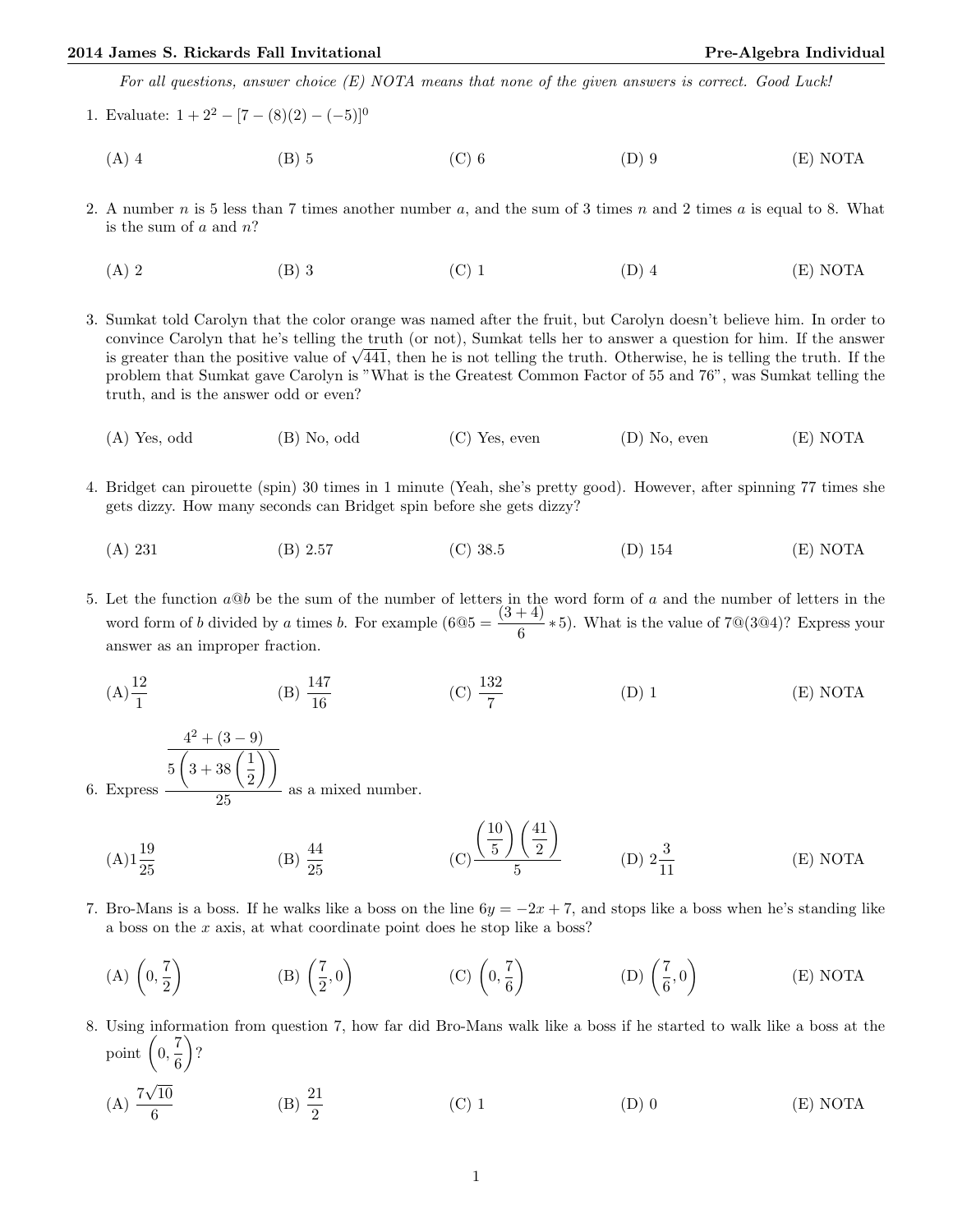*For all questions, answer choice (E) NOTA means that none of the given answers is correct. Good Luck!*

1. Evaluate: $1 + 2^2 - [7 - (8)(2) - (-5)]^0$

   (A) 4 (B) 5 (C) 6 (D) 9 (E) NOTA

2. A number $n$ is 5 less than 7 times another number $a$, and the sum of 3 times $n$ and 2 times $a$ is equal to 8. What is the sum of $a$ and $n$?

   (A) 2 (B) 3 (C) 1 (D) 4 (E) NOTA

3. Sumkat told Carolyn that the color orange was named after the fruit, but Carolyn doesn't believe him. In order to convince Carolyn that he's telling the truth (or not), Sumkat tells her to answer a question for him. If the answer is greater than the positive value of $\sqrt{441}$, then he is not telling the truth. Otherwise, he is telling the truth. If the problem that Sumkat gave Carolyn is "What is the Greatest Common Factor of 55 and 76", was Sumkat telling the truth, and is the answer odd or even?

   (A) Yes, odd (B) No, odd (C) Yes, even (D) No, even (E) NOTA

4. Bridget can pirouette (spin) 30 times in 1 minute (Yeah, she's pretty good). However, after spinning 77 times she gets dizzy. How many seconds can Bridget spin before she gets dizzy?

   (A) 231 (B) 2.57 (C) 38.5 (D) 154 (E) NOTA

5. Let the function $a@b$ be the sum of the number of letters in the word form of $a$ and the number of letters in the word form of $b$ divided by $a$ times $b$. For example ($6@5 = \dfrac{(3+4)}{6} * 5$). What is the value of $7@(3@4)$? Express your answer as an improper fraction.

   (A) $\dfrac{12}{1}$ (B) $\dfrac{147}{16}$ (C) $\dfrac{132}{7}$ (D) 1 (E) NOTA

6. Express $\dfrac{\dfrac{4^2 + (3-9)}{5\left(3 + 38\left(\frac{1}{2}\right)\right)}}{25}$ as a mixed number.

   (A) $1\dfrac{19}{25}$ (B) $\dfrac{44}{25}$ (C) $\dfrac{\left(\frac{10}{5}\right)\left(\frac{41}{2}\right)}{5}$ (D) $2\dfrac{3}{11}$ (E) NOTA

7. Bro-Mans is a boss. If he walks like a boss on the line $6y = -2x + 7$, and stops like a boss when he's standing like a boss on the $x$ axis, at what coordinate point does he stop like a boss?

   (A) $\left(0, \dfrac{7}{2}\right)$ (B) $\left(\dfrac{7}{2}, 0\right)$ (C) $\left(0, \dfrac{7}{6}\right)$ (D) $\left(\dfrac{7}{6}, 0\right)$ (E) NOTA

8. Using information from question 7, how far did Bro-Mans walk like a boss if he started to walk like a boss at the point $\left(0, \dfrac{7}{6}\right)$?

   (A) $\dfrac{7\sqrt{10}}{6}$ (B) $\dfrac{21}{2}$ (C) 1 (D) 0 (E) NOTA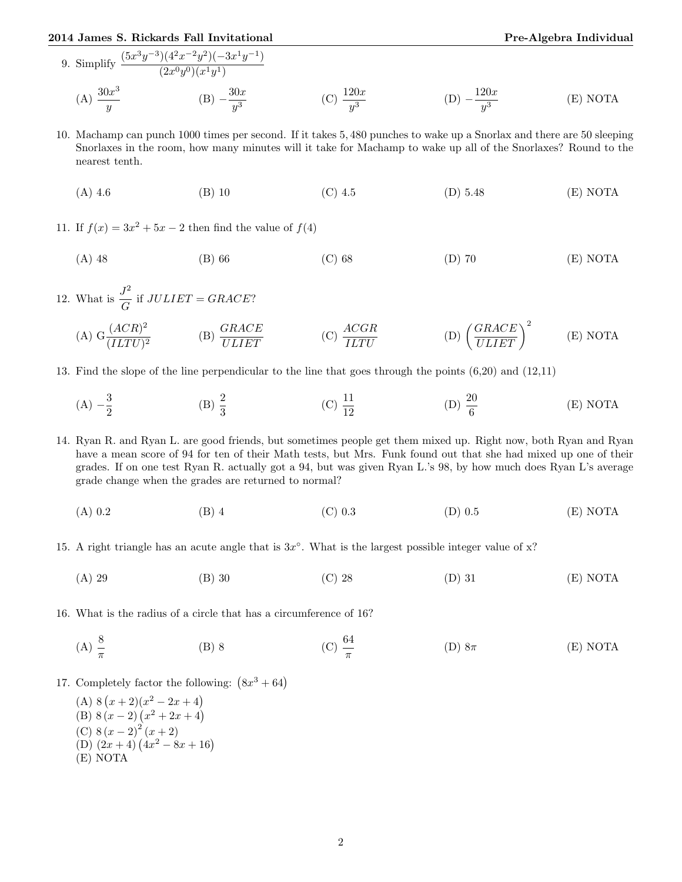9. Simplify $\dfrac{(5x^3y^{-3})(4^2x^{-2}y^2)(-3x^1y^{-1})}{(2x^0y^0)(x^1y^1)}$

(A) $\dfrac{30x^3}{y}$ (B) $-\dfrac{30x}{y^3}$ (C) $\dfrac{120x}{y^3}$ (D) $-\dfrac{120x}{y^3}$ (E) NOTA

10. Machamp can punch 1000 times per second. If it takes 5,480 punches to wake up a Snorlax and there are 50 sleeping Snorlaxes in the room, how many minutes will it take for Machamp to wake up all of the Snorlaxes? Round to the nearest tenth.

(A) 4.6 (B) 10 (C) 4.5 (D) 5.48 (E) NOTA

11. If $f(x) = 3x^2 + 5x - 2$ then find the value of $f(4)$

(A) 48 (B) 66 (C) 68 (D) 70 (E) NOTA

12. What is $\dfrac{J^2}{G}$ if $JULIET = GRACE$?

(A) G$\dfrac{(ACR)^2}{(ILTU)^2}$ (B) $\dfrac{GRACE}{ULIET}$ (C) $\dfrac{ACGR}{ILTU}$ (D) $\left(\dfrac{GRACE}{ULIET}\right)^2$ (E) NOTA

13. Find the slope of the line perpendicular to the line that goes through the points (6,20) and (12,11)

(A) $-\dfrac{3}{2}$ (B) $\dfrac{2}{3}$ (C) $\dfrac{11}{12}$ (D) $\dfrac{20}{6}$ (E) NOTA

14. Ryan R. and Ryan L. are good friends, but sometimes people get them mixed up. Right now, both Ryan and Ryan have a mean score of 94 for ten of their Math tests, but Mrs. Funk found out that she had mixed up one of their grades. If on one test Ryan R. actually got a 94, but was given Ryan L.'s 98, by how much does Ryan L's average grade change when the grades are returned to normal?

(A) 0.2 (B) 4 (C) 0.3 (D) 0.5 (E) NOTA

15. A right triangle has an acute angle that is $3x^\circ$. What is the largest possible integer value of x?

(A) 29 (B) 30 (C) 28 (D) 31 (E) NOTA

16. What is the radius of a circle that has a circumference of 16?

(A) $\dfrac{8}{\pi}$ (B) 8 (C) $\dfrac{64}{\pi}$ (D) $8\pi$ (E) NOTA

17. Completely factor the following: $\left(8x^3 + 64\right)$

(A) $8\left(x+2\right)(x^2 - 2x + 4)$
(B) $8\left(x-2\right)\left(x^2 + 2x + 4\right)$
(C) $8\left(x-2\right)^2\left(x+2\right)$
(D) $\left(2x+4\right)\left(4x^2 - 8x + 16\right)$
(E) NOTA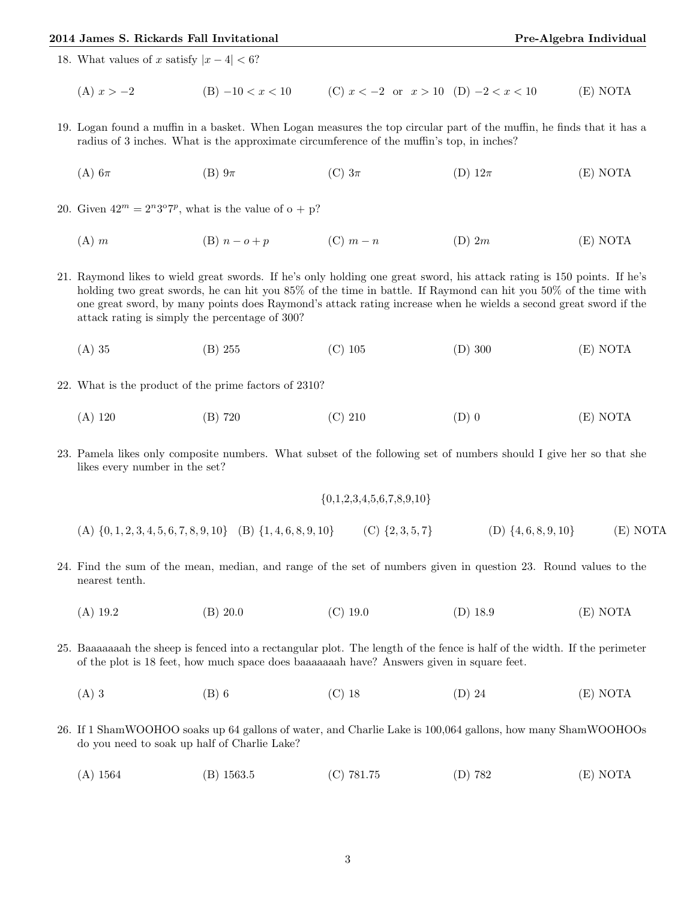18. What values of $x$ satisfy $|x - 4| < 6$?

    (A) $x > -2$ (B) $-10 < x < 10$ (C) $x < -2$ or $x > 10$ (D) $-2 < x < 10$ (E) NOTA

19. Logan found a muffin in a basket. When Logan measures the top circular part of the muffin, he finds that it has a radius of 3 inches. What is the approximate circumference of the muffin's top, in inches?

    (A) $6\pi$ (B) $9\pi$ (C) $3\pi$ (D) $12\pi$ (E) NOTA

20. Given $42^m = 2^n 3^o 7^p$, what is the value of o + p?

    (A) $m$ (B) $n - o + p$ (C) $m - n$ (D) $2m$ (E) NOTA

21. Raymond likes to wield great swords. If he's only holding one great sword, his attack rating is 150 points. If he's holding two great swords, he can hit you 85% of the time in battle. If Raymond can hit you 50% of the time with one great sword, by many points does Raymond's attack rating increase when he wields a second great sword if the attack rating is simply the percentage of 300?

    (A) 35 (B) 255 (C) 105 (D) 300 (E) NOTA

22. What is the product of the prime factors of 2310?

    (A) 120 (B) 720 (C) 210 (D) 0 (E) NOTA

23. Pamela likes only composite numbers. What subset of the following set of numbers should I give her so that she likes every number in the set?

    {0,1,2,3,4,5,6,7,8,9,10}

    (A) $\{0, 1, 2, 3, 4, 5, 6, 7, 8, 9, 10\}$ (B) $\{1, 4, 6, 8, 9, 10\}$ (C) $\{2, 3, 5, 7\}$ (D) $\{4, 6, 8, 9, 10\}$ (E) NOTA

24. Find the sum of the mean, median, and range of the set of numbers given in question 23. Round values to the nearest tenth.

    (A) 19.2 (B) 20.0 (C) 19.0 (D) 18.9 (E) NOTA

25. Baaaaaaah the sheep is fenced into a rectangular plot. The length of the fence is half of the width. If the perimeter of the plot is 18 feet, how much space does baaaaaaah have? Answers given in square feet.

    (A) 3 (B) 6 (C) 18 (D) 24 (E) NOTA

26. If 1 ShamWOOHOO soaks up 64 gallons of water, and Charlie Lake is 100,064 gallons, how many ShamWOOHOOs do you need to soak up half of Charlie Lake?

    (A) 1564 (B) 1563.5 (C) 781.75 (D) 782 (E) NOTA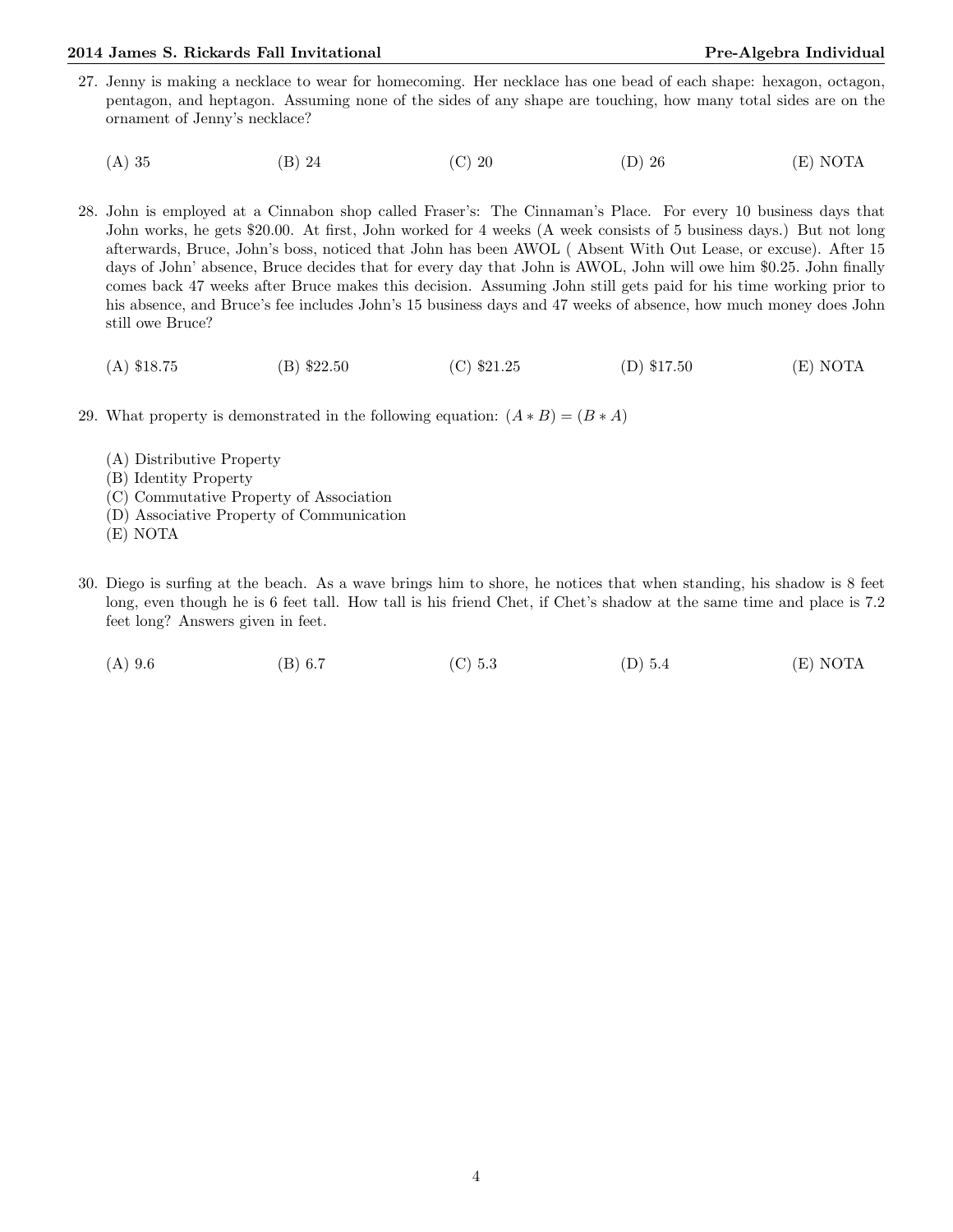27. Jenny is making a necklace to wear for homecoming. Her necklace has one bead of each shape: hexagon, octagon, pentagon, and heptagon. Assuming none of the sides of any shape are touching, how many total sides are on the ornament of Jenny's necklace?

    (A) 35 (B) 24 (C) 20 (D) 26 (E) NOTA

28. John is employed at a Cinnabon shop called Fraser's: The Cinnaman's Place. For every 10 business days that John works, he gets \$20.00. At first, John worked for 4 weeks (A week consists of 5 business days.) But not long afterwards, Bruce, John's boss, noticed that John has been AWOL ( Absent With Out Lease, or excuse). After 15 days of John' absence, Bruce decides that for every day that John is AWOL, John will owe him \$0.25. John finally comes back 47 weeks after Bruce makes this decision. Assuming John still gets paid for his time working prior to his absence, and Bruce's fee includes John's 15 business days and 47 weeks of absence, how much money does John still owe Bruce?

    (A) \$18.75 (B) \$22.50 (C) \$21.25 (D) \$17.50 (E) NOTA

29. What property is demonstrated in the following equation: $(A * B) = (B * A)$

    (A) Distributive Property
    (B) Identity Property
    (C) Commutative Property of Association
    (D) Associative Property of Communication
    (E) NOTA

30. Diego is surfing at the beach. As a wave brings him to shore, he notices that when standing, his shadow is 8 feet long, even though he is 6 feet tall. How tall is his friend Chet, if Chet's shadow at the same time and place is 7.2 feet long? Answers given in feet.

    (A) 9.6 (B) 6.7 (C) 5.3 (D) 5.4 (E) NOTA